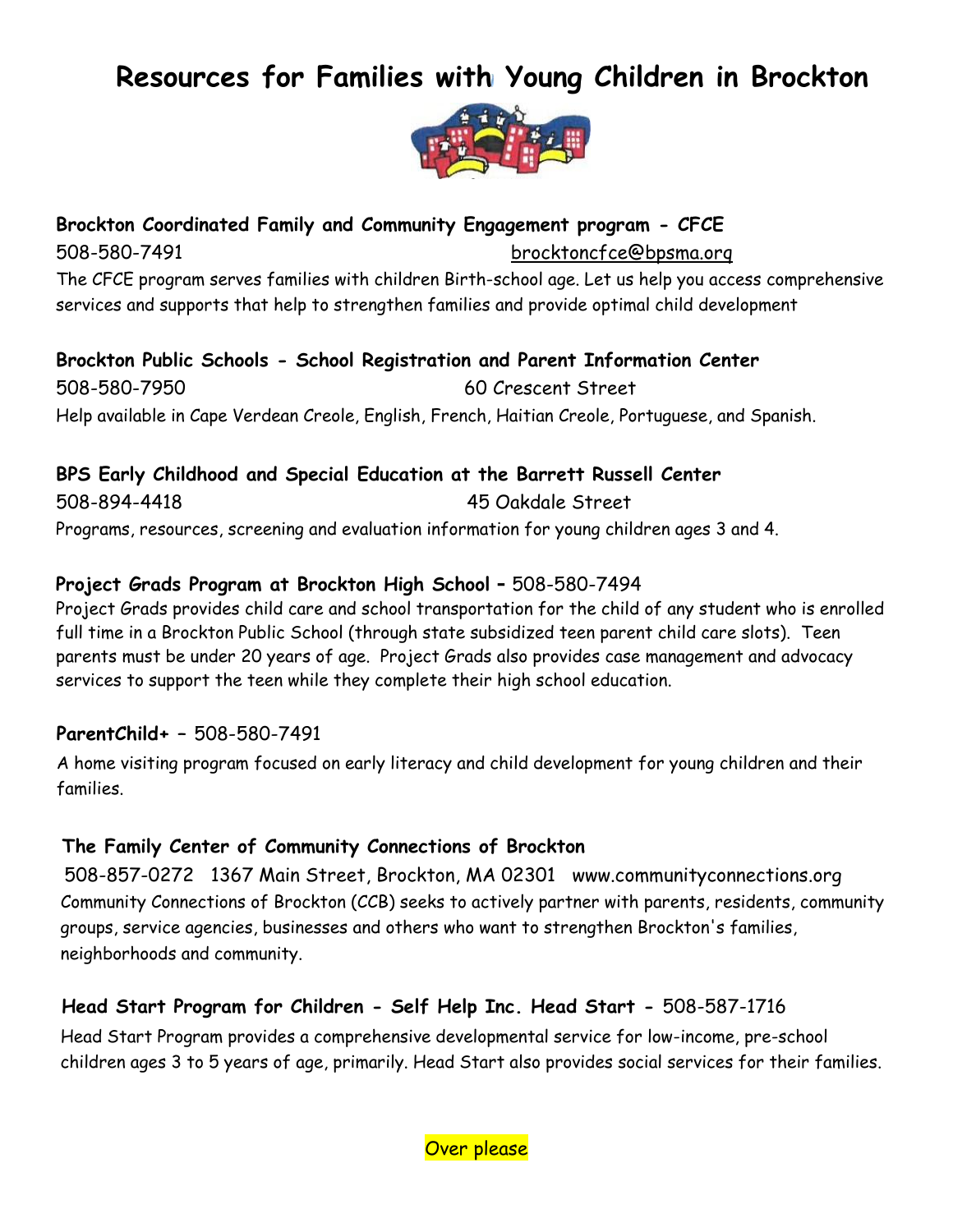# Resources for Families with Young Children in Brockton

**Brockton Coordinated Family and Community Engagement program - CFCE**
508-580-7491 brocktoncfce@bpsma.org
The CFCE program serves families with children Birth-school age. Let us help you access comprehensive services and supports that help to strengthen families and provide optimal child development

**Brockton Public Schools - School Registration and Parent Information Center**
508-580-7950 60 Crescent Street
Help available in Cape Verdean Creole, English, French, Haitian Creole, Portuguese, and Spanish.

**BPS Early Childhood and Special Education at the Barrett Russell Center**
508-894-4418 45 Oakdale Street
Programs, resources, screening and evaluation information for young children ages 3 and 4.

**Project Grads Program at Brockton High School –** 508-580-7494
Project Grads provides child care and school transportation for the child of any student who is enrolled full time in a Brockton Public School (through state subsidized teen parent child care slots). Teen parents must be under 20 years of age. Project Grads also provides case management and advocacy services to support the teen while they complete their high school education.

**ParentChild+** – 508-580-7491
A home visiting program focused on early literacy and child development for young children and their families.

**The Family Center of Community Connections of Brockton**
508-857-0272 1367 Main Street, Brockton, MA 02301 www.communityconnections.org
Community Connections of Brockton (CCB) seeks to actively partner with parents, residents, community groups, service agencies, businesses and others who want to strengthen Brockton's families, neighborhoods and community.

**Head Start Program for Children - Self Help Inc. Head Start -** 508-587-1716
Head Start Program provides a comprehensive developmental service for low-income, pre-school children ages 3 to 5 years of age, primarily. Head Start also provides social services for their families.

Over please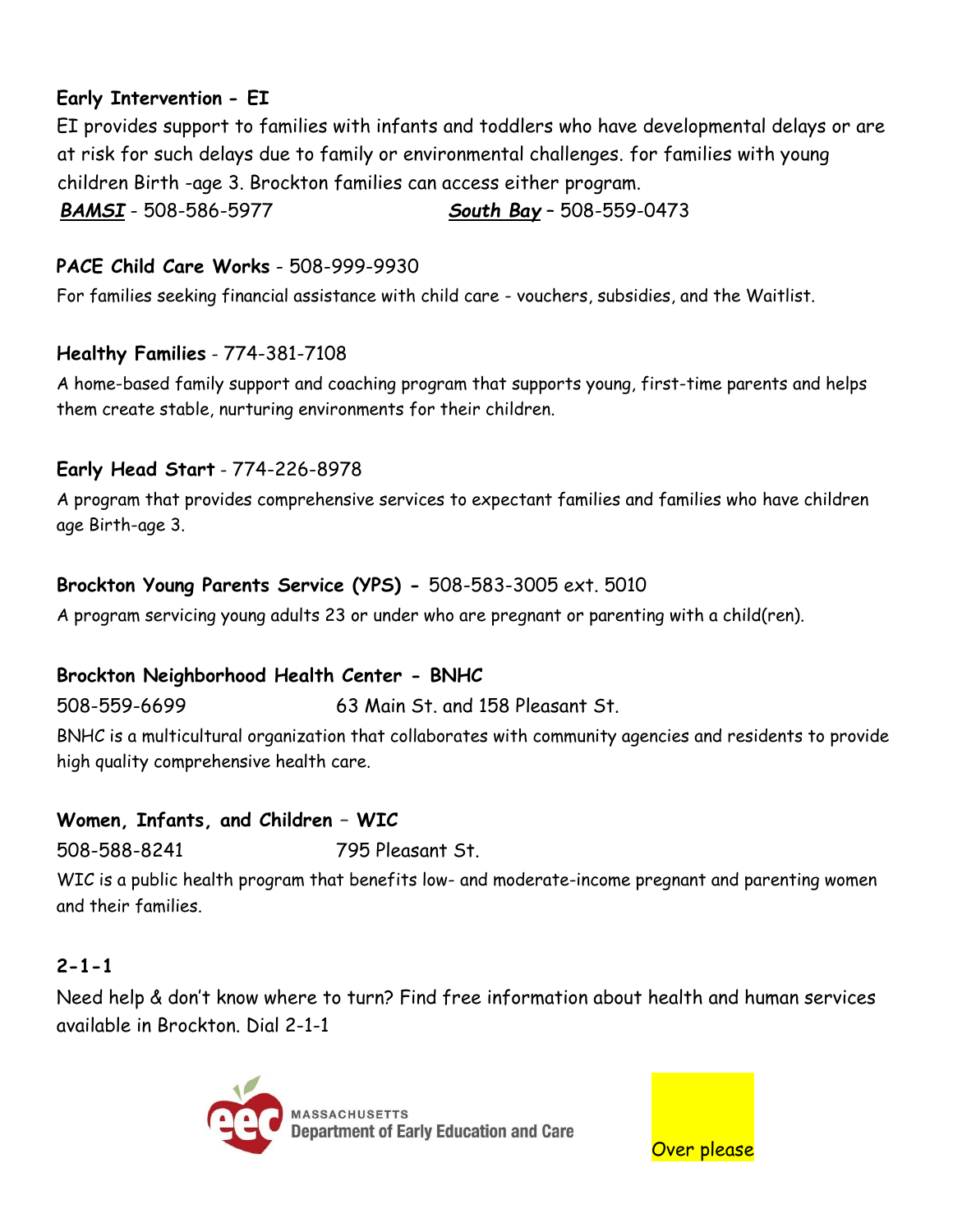**Early Intervention - EI**

EI provides support to families with infants and toddlers who have developmental delays or are at risk for such delays due to family or environmental challenges. for families with young children Birth -age 3. Brockton families can access either program.

***BAMSI*** - 508-586-5977 ***South Bay*** – 508-559-0473

**PACE Child Care Works** - 508-999-9930

For families seeking financial assistance with child care - vouchers, subsidies, and the Waitlist.

**Healthy Families** - 774-381-7108

A home-based family support and coaching program that supports young, first-time parents and helps them create stable, nurturing environments for their children.

**Early Head Start** - 774-226-8978

A program that provides comprehensive services to expectant families and families who have children age Birth-age 3.

**Brockton Young Parents Service (YPS) -** 508-583-3005 ext. 5010

A program servicing young adults 23 or under who are pregnant or parenting with a child(ren).

**Brockton Neighborhood Health Center - BNHC**

508-559-6699 63 Main St. and 158 Pleasant St.

BNHC is a multicultural organization that collaborates with community agencies and residents to provide high quality comprehensive health care.

**Women, Infants, and Children – WIC**

508-588-8241 795 Pleasant St.

WIC is a public health program that benefits low- and moderate-income pregnant and parenting women and their families.

**2-1-1**

Need help & don't know where to turn? Find free information about health and human services available in Brockton. Dial 2-1-1

MASSACHUSETTS Department of Early Education and Care

Over please